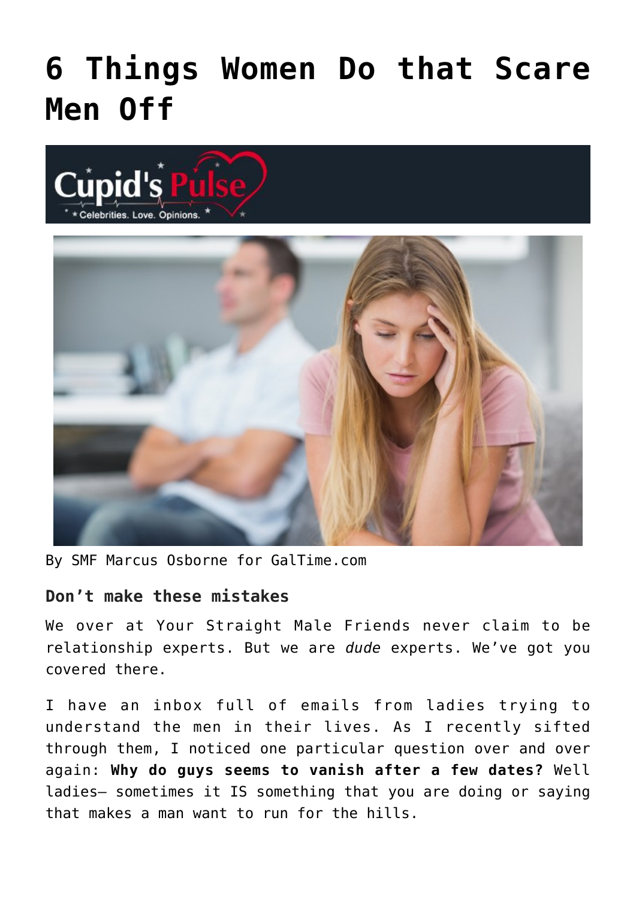# 6 Things Women Do that Scare Men Off

By SMF Marcus Osborne for GalTime.com

### Don't make these mistakes

We over at Your Straight Male Friends never claim to be relationship experts. But we are *dude* experts. We've got you covered there.

I have an inbox full of emails from ladies trying to understand the men in their lives. As I recently sifted through them, I noticed one particular question over and over again: **Why do guys seems to vanish after a few dates?** Well ladies— sometimes it IS something that you are doing or saying that makes a man want to run for the hills.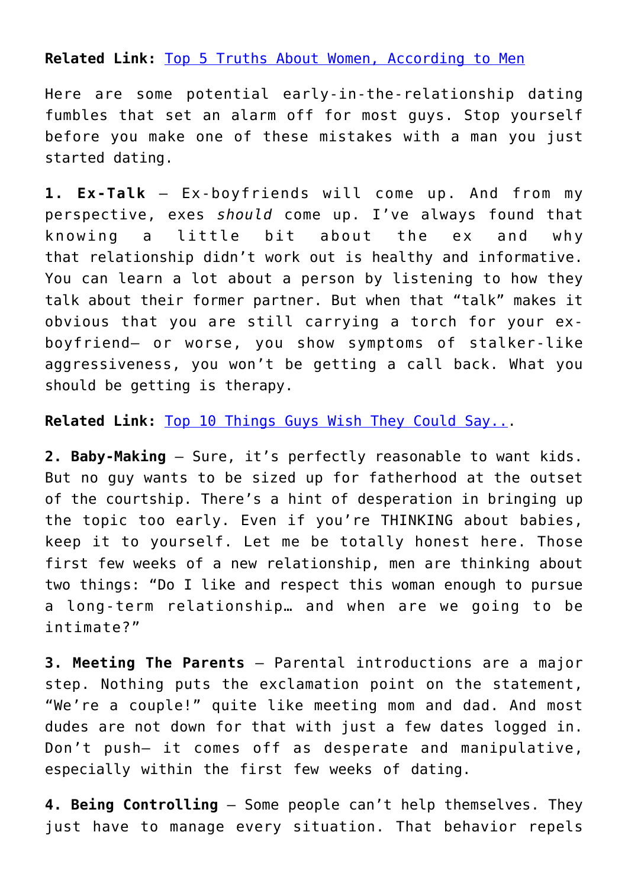**Related Link:** [Top 5 Truths About Women, According to Men]()

Here are some potential early-in-the-relationship dating fumbles that set an alarm off for most guys. Stop yourself before you make one of these mistakes with a man you just started dating.

**1. Ex-Talk** – Ex-boyfriends will come up. And from my perspective, exes *should* come up. I've always found that knowing a little bit about the ex and why that relationship didn't work out is healthy and informative. You can learn a lot about a person by listening to how they talk about their former partner. But when that "talk" makes it obvious that you are still carrying a torch for your ex-boyfriend– or worse, you show symptoms of stalker-like aggressiveness, you won't be getting a call back. What you should be getting is therapy.

**Related Link:** [Top 10 Things Guys Wish They Could Say..]().

**2. Baby-Making** – Sure, it's perfectly reasonable to want kids. But no guy wants to be sized up for fatherhood at the outset of the courtship. There's a hint of desperation in bringing up the topic too early. Even if you're THINKING about babies, keep it to yourself. Let me be totally honest here. Those first few weeks of a new relationship, men are thinking about two things: "Do I like and respect this woman enough to pursue a long-term relationship… and when are we going to be intimate?"

**3. Meeting The Parents** – Parental introductions are a major step. Nothing puts the exclamation point on the statement, "We're a couple!" quite like meeting mom and dad. And most dudes are not down for that with just a few dates logged in. Don't push– it comes off as desperate and manipulative, especially within the first few weeks of dating.

**4. Being Controlling** – Some people can't help themselves. They just have to manage every situation. That behavior repels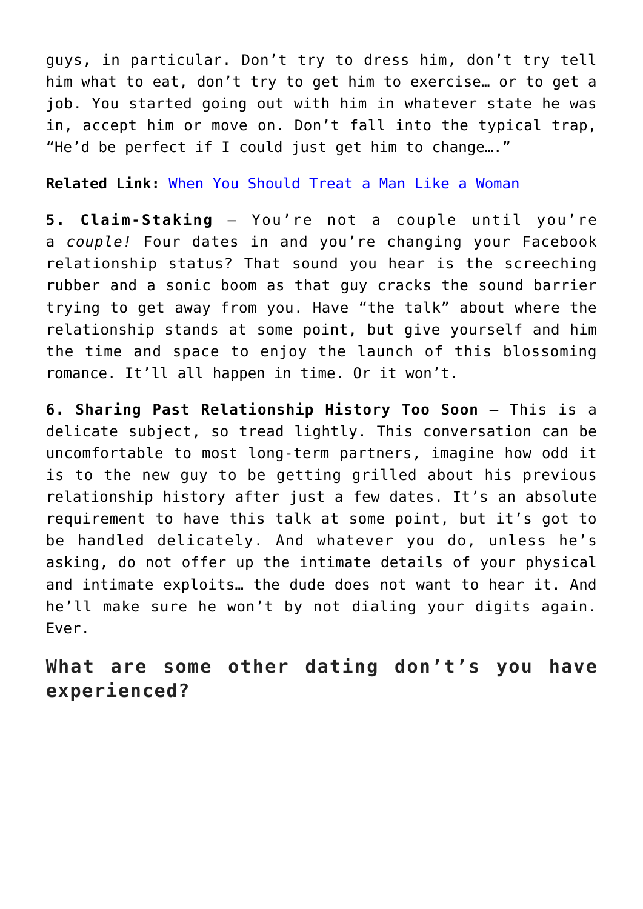guys, in particular. Don't try to dress him, don't try tell him what to eat, don't try to get him to exercise… or to get a job. You started going out with him in whatever state he was in, accept him or move on. Don't fall into the typical trap, "He'd be perfect if I could just get him to change…."

**Related Link:** [When You Should Treat a Man Like a Woman]()

**5. Claim-Staking** – You're not a couple until you're a *couple!* Four dates in and you're changing your Facebook relationship status? That sound you hear is the screeching rubber and a sonic boom as that guy cracks the sound barrier trying to get away from you. Have "the talk" about where the relationship stands at some point, but give yourself and him the time and space to enjoy the launch of this blossoming romance. It'll all happen in time. Or it won't.

**6. Sharing Past Relationship History Too Soon** – This is a delicate subject, so tread lightly. This conversation can be uncomfortable to most long-term partners, imagine how odd it is to the new guy to be getting grilled about his previous relationship history after just a few dates. It's an absolute requirement to have this talk at some point, but it's got to be handled delicately. And whatever you do, unless he's asking, do not offer up the intimate details of your physical and intimate exploits… the dude does not want to hear it. And he'll make sure he won't by not dialing your digits again. Ever.

## What are some other dating don't's you have experienced?